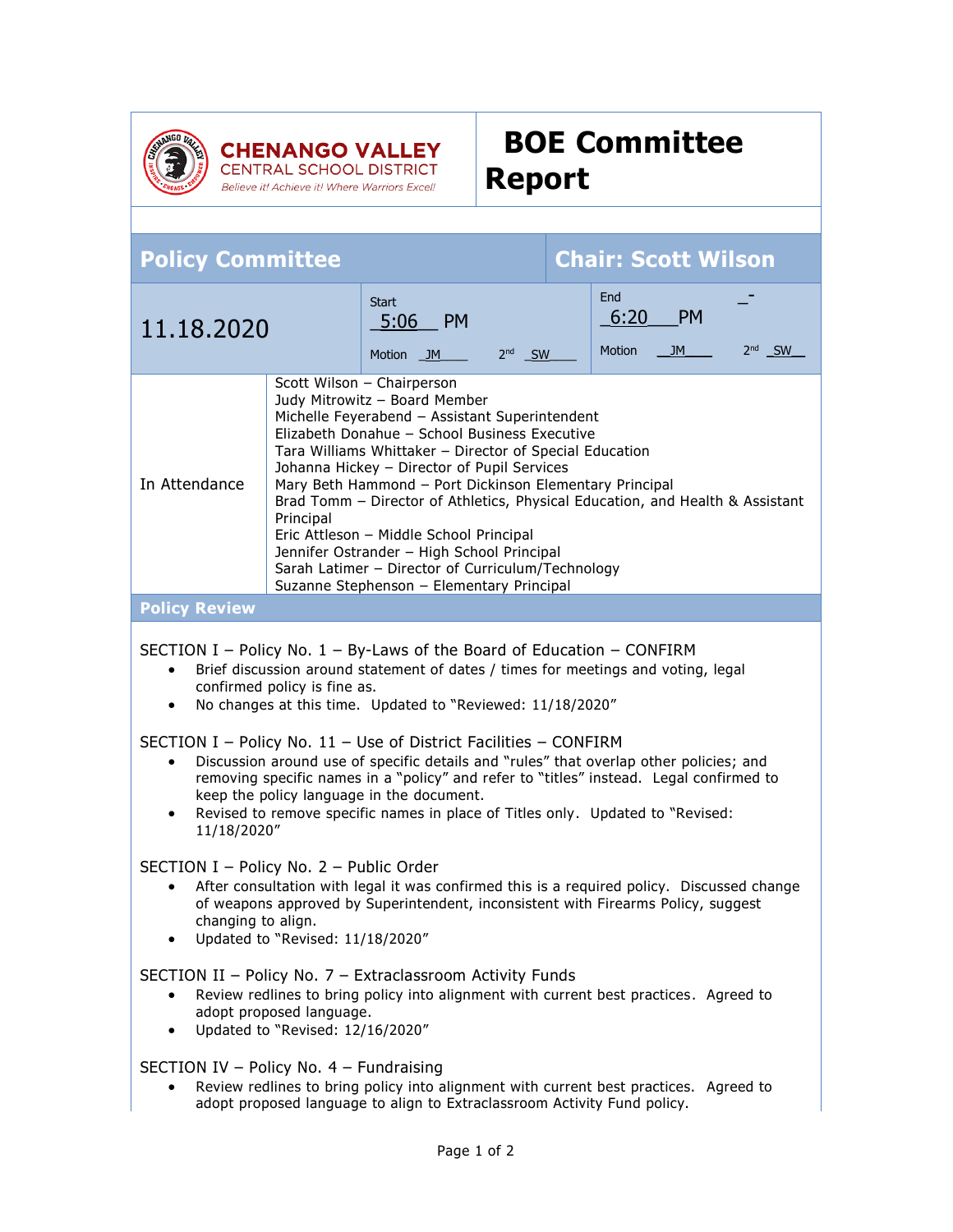**CHENANGO VALLEY**
CENTRAL SCHOOL DISTRICT
*Believe it! Achieve it! Where Warriors Excel!*

# BOE Committee Report

| Policy Committee | | Chair: Scott Wilson | |
|---|---|---|---|
| 11.18.2020 | Start 5:06 PM<br>Motion JM 2nd SW | End 6:20 PM<br>Motion JM 2nd SW | |

| | |
|---|---|
| In Attendance | Scott Wilson – Chairperson<br>Judy Mitrowitz – Board Member<br>Michelle Feyerabend – Assistant Superintendent<br>Elizabeth Donahue – School Business Executive<br>Tara Williams Whittaker – Director of Special Education<br>Johanna Hickey – Director of Pupil Services<br>Mary Beth Hammond – Port Dickinson Elementary Principal<br>Brad Tomm – Director of Athletics, Physical Education, and Health & Assistant Principal<br>Eric Attleson – Middle School Principal<br>Jennifer Ostrander – High School Principal<br>Sarah Latimer – Director of Curriculum/Technology<br>Suzanne Stephenson – Elementary Principal |

## Policy Review

SECTION I – Policy No. 1 – By-Laws of the Board of Education – CONFIRM

- Brief discussion around statement of dates / times for meetings and voting, legal confirmed policy is fine as.
- No changes at this time. Updated to "Reviewed: 11/18/2020"

SECTION I – Policy No. 11 – Use of District Facilities – CONFIRM

- Discussion around use of specific details and "rules" that overlap other policies; and removing specific names in a "policy" and refer to "titles" instead. Legal confirmed to keep the policy language in the document.
- Revised to remove specific names in place of Titles only. Updated to "Revised: 11/18/2020"

SECTION I – Policy No. 2 – Public Order

- After consultation with legal it was confirmed this is a required policy. Discussed change of weapons approved by Superintendent, inconsistent with Firearms Policy, suggest changing to align.
- Updated to "Revised: 11/18/2020"

SECTION II – Policy No. 7 – Extraclassroom Activity Funds

- Review redlines to bring policy into alignment with current best practices. Agreed to adopt proposed language.
- Updated to "Revised: 12/16/2020"

SECTION IV – Policy No. 4 – Fundraising

- Review redlines to bring policy into alignment with current best practices. Agreed to adopt proposed language to align to Extraclassroom Activity Fund policy.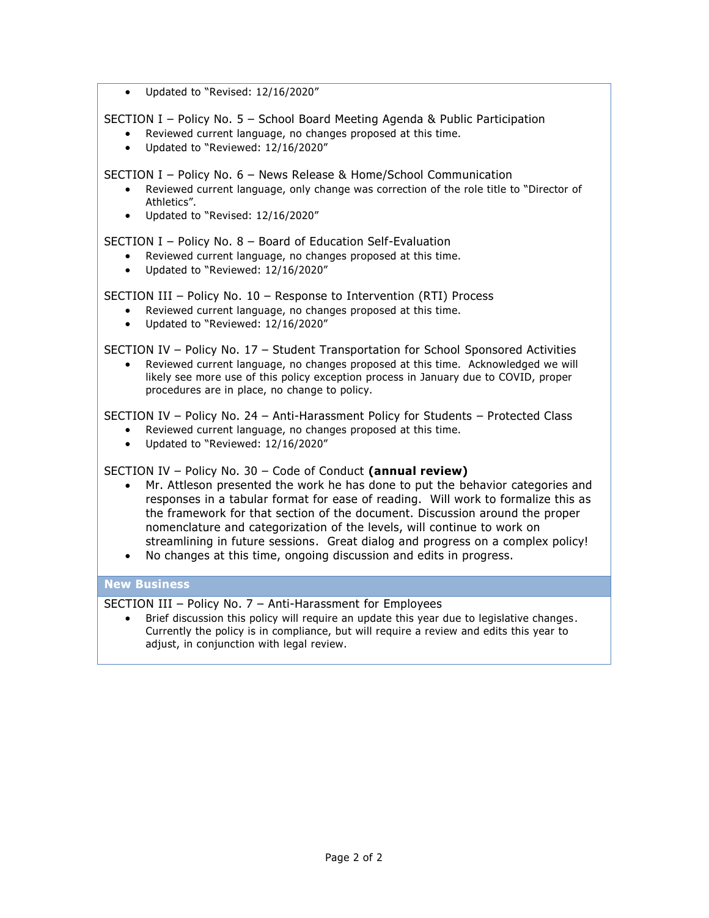- Updated to "Revised: 12/16/2020"

SECTION I – Policy No. 5 – School Board Meeting Agenda & Public Participation

- Reviewed current language, no changes proposed at this time.
- Updated to "Reviewed: 12/16/2020"

SECTION I – Policy No. 6 – News Release & Home/School Communication

- Reviewed current language, only change was correction of the role title to "Director of Athletics".
- Updated to "Revised: 12/16/2020"

SECTION I – Policy No. 8 – Board of Education Self-Evaluation

- Reviewed current language, no changes proposed at this time.
- Updated to "Reviewed: 12/16/2020"

SECTION III – Policy No. 10 – Response to Intervention (RTI) Process

- Reviewed current language, no changes proposed at this time.
- Updated to "Reviewed: 12/16/2020"

SECTION IV – Policy No. 17 – Student Transportation for School Sponsored Activities

- Reviewed current language, no changes proposed at this time. Acknowledged we will likely see more use of this policy exception process in January due to COVID, proper procedures are in place, no change to policy.

SECTION IV – Policy No. 24 – Anti-Harassment Policy for Students – Protected Class

- Reviewed current language, no changes proposed at this time.
- Updated to "Reviewed: 12/16/2020"

SECTION IV – Policy No. 30 – Code of Conduct **(annual review)**

- Mr. Attleson presented the work he has done to put the behavior categories and responses in a tabular format for ease of reading. Will work to formalize this as the framework for that section of the document. Discussion around the proper nomenclature and categorization of the levels, will continue to work on streamlining in future sessions. Great dialog and progress on a complex policy!
- No changes at this time, ongoing discussion and edits in progress.

## New Business

SECTION III – Policy No. 7 – Anti-Harassment for Employees

- Brief discussion this policy will require an update this year due to legislative changes. Currently the policy is in compliance, but will require a review and edits this year to adjust, in conjunction with legal review.